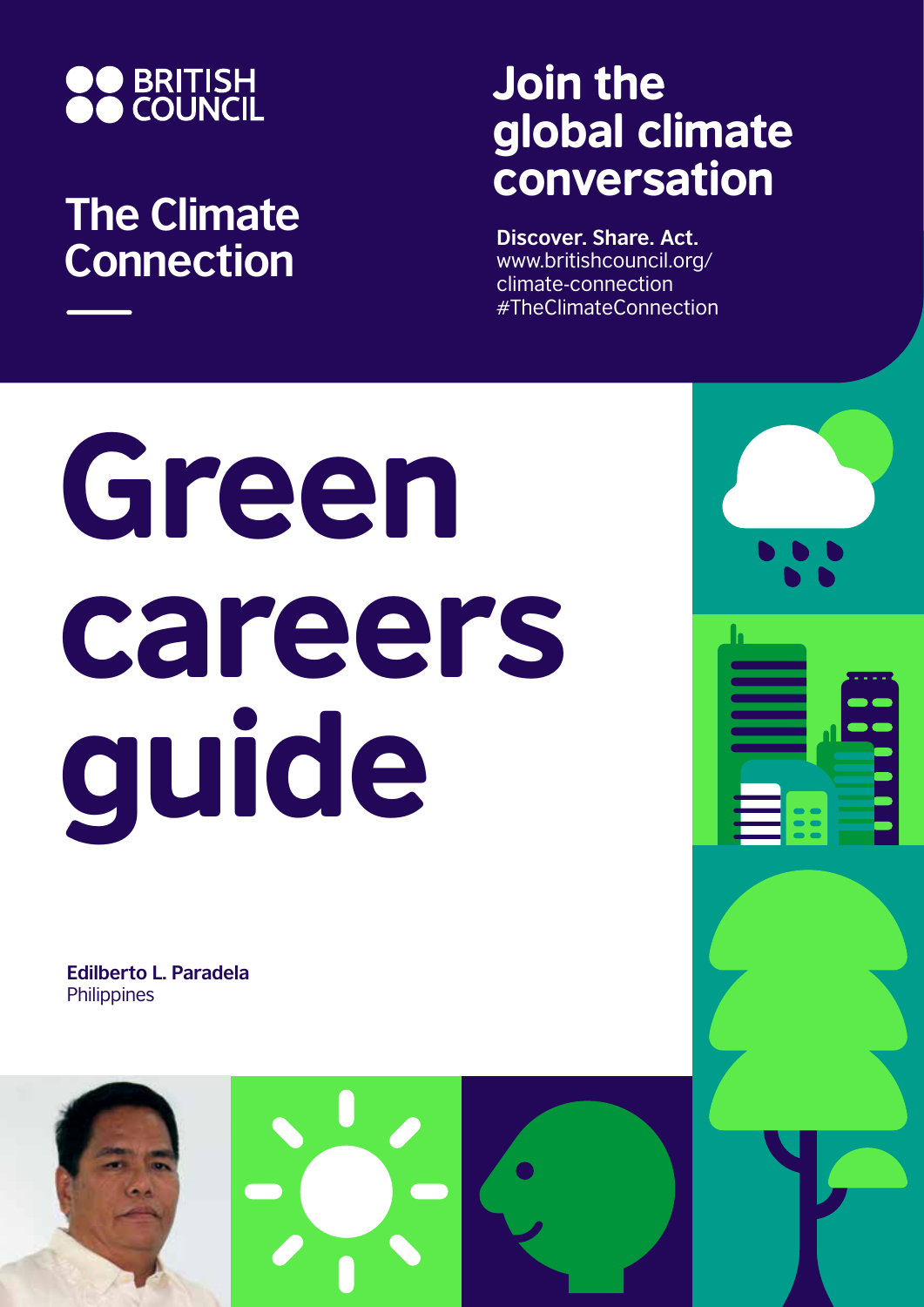BRITISH COUNCIL

## The Climate Connection

## Join the global climate conversation

**Discover. Share. Act.**
www.britishcouncil.org/climate-connection
#TheClimateConnection

# Green careers guide

**Edilberto L. Paradela**
Philippines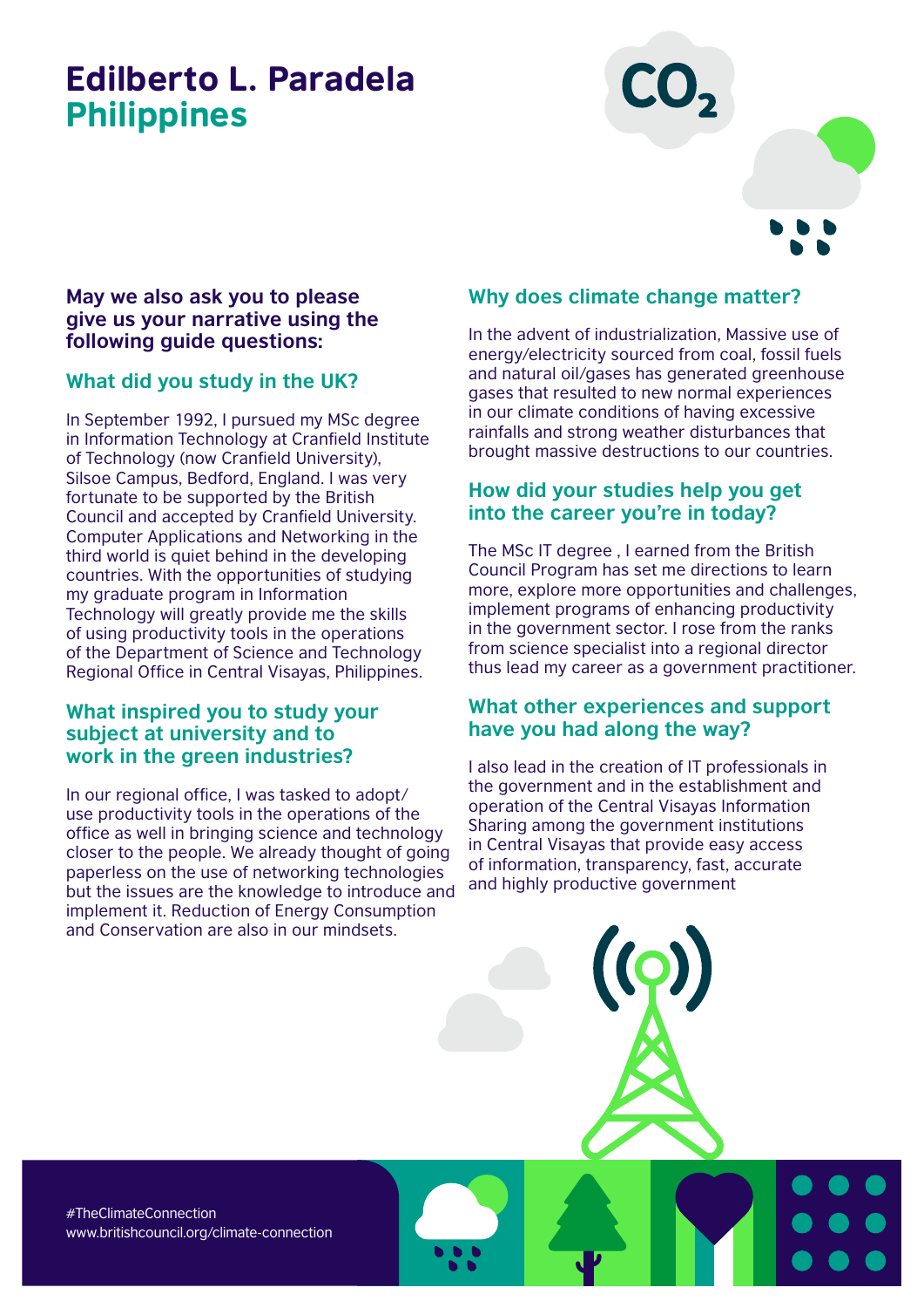# Edilberto L. Paradela
## Philippines

**May we also ask you to please give us your narrative using the following guide questions:**

### What did you study in the UK?

In September 1992, I pursued my MSc degree in Information Technology at Cranfield Institute of Technology (now Cranfield University), Silsoe Campus, Bedford, England. I was very fortunate to be supported by the British Council and accepted by Cranfield University. Computer Applications and Networking in the third world is quiet behind in the developing countries. With the opportunities of studying my graduate program in Information Technology will greatly provide me the skills of using productivity tools in the operations of the Department of Science and Technology Regional Office in Central Visayas, Philippines.

### What inspired you to study your subject at university and to work in the green industries?

In our regional office, I was tasked to adopt/use productivity tools in the operations of the office as well in bringing science and technology closer to the people. We already thought of going paperless on the use of networking technologies but the issues are the knowledge to introduce and implement it. Reduction of Energy Consumption and Conservation are also in our mindsets.

### Why does climate change matter?

In the advent of industrialization, Massive use of energy/electricity sourced from coal, fossil fuels and natural oil/gases has generated greenhouse gases that resulted to new normal experiences in our climate conditions of having excessive rainfalls and strong weather disturbances that brought massive destructions to our countries.

### How did your studies help you get into the career you're in today?

The MSc IT degree , I earned from the British Council Program has set me directions to learn more, explore more opportunities and challenges, implement programs of enhancing productivity in the government sector. I rose from the ranks from science specialist into a regional director thus lead my career as a government practitioner.

### What other experiences and support have you had along the way?

I also lead in the creation of IT professionals in the government and in the establishment and operation of the Central Visayas Information Sharing among the government institutions in Central Visayas that provide easy access of information, transparency, fast, accurate and highly productive government

#TheClimateConnection
www.britishcouncil.org/climate-connection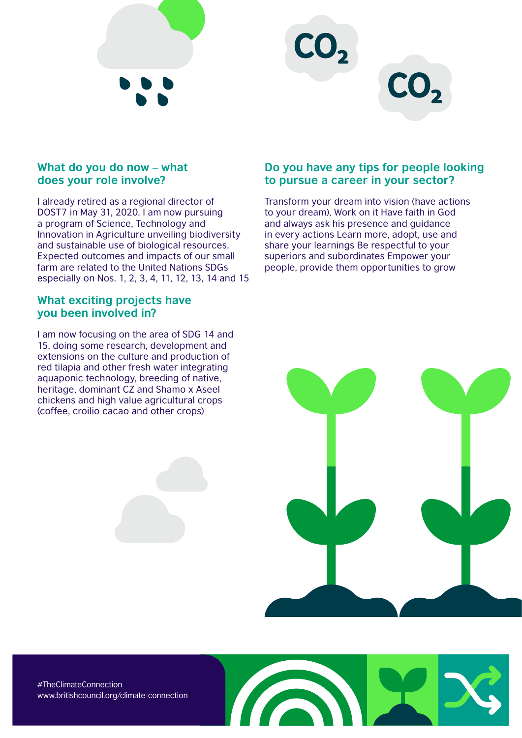## What do you do now – what does your role involve?

I already retired as a regional director of DOST7 in May 31, 2020. I am now pursuing a program of Science, Technology and Innovation in Agriculture unveiling biodiversity and sustainable use of biological resources. Expected outcomes and impacts of our small farm are related to the United Nations SDGs especially on Nos. 1, 2, 3, 4, 11, 12, 13, 14 and 15

## What exciting projects have you been involved in?

I am now focusing on the area of SDG 14 and 15, doing some research, development and extensions on the culture and production of red tilapia and other fresh water integrating aquaponic technology, breeding of native, heritage, dominant CZ and Shamo x Aseel chickens and high value agricultural crops (coffee, croilio cacao and other crops)

## Do you have any tips for people looking to pursue a career in your sector?

Transform your dream into vision (have actions to your dream), Work on it Have faith in God and always ask his presence and guidance in every actions Learn more, adopt, use and share your learnings Be respectful to your superiors and subordinates Empower your people, provide them opportunities to grow

#TheClimateConnection
www.britishcouncil.org/climate-connection